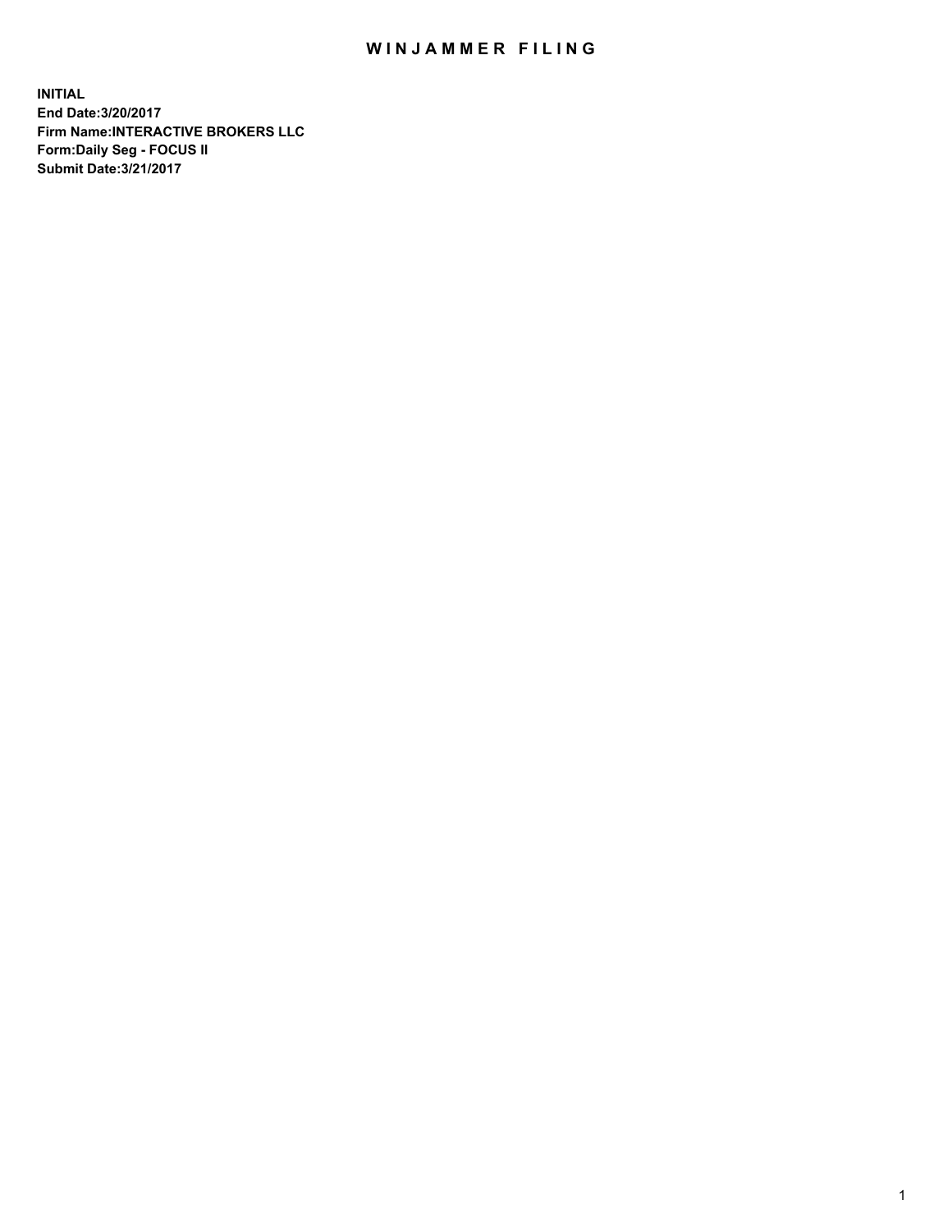# WINJAMMER FILING

**INITIAL**
**End Date:3/20/2017**
**Firm Name:INTERACTIVE BROKERS LLC**
**Form:Daily Seg - FOCUS II**
**Submit Date:3/21/2017**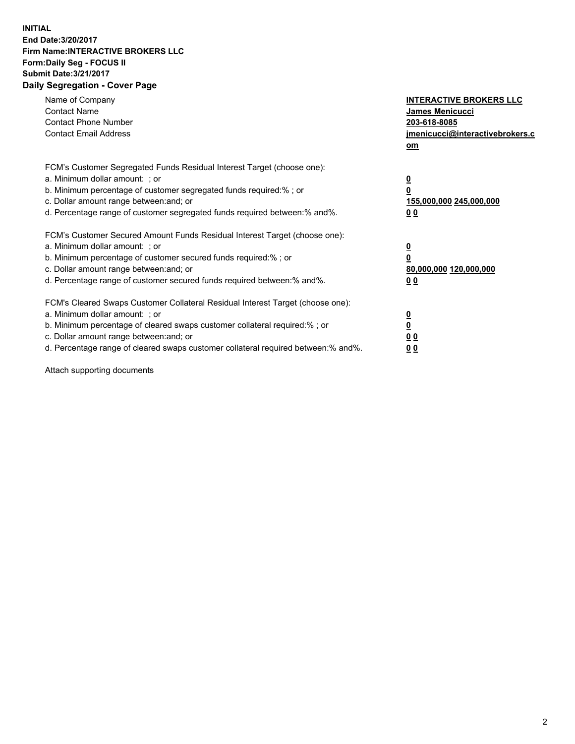**INITIAL**
**End Date:3/20/2017**
**Firm Name:INTERACTIVE BROKERS LLC**
**Form:Daily Seg - FOCUS II**
**Submit Date:3/21/2017**

## Daily Segregation - Cover Page

| | |
|---|---|
| Name of Company | **INTERACTIVE BROKERS LLC** |
| Contact Name | **James Menicucci** |
| Contact Phone Number | **203-618-8085** |
| Contact Email Address | **jmenicucci@interactivebrokers.com** |

FCM's Customer Segregated Funds Residual Interest Target (choose one):

| | |
|---|---|
| a. Minimum dollar amount: ; or | **0** |
| b. Minimum percentage of customer segregated funds required:% ; or | **0** |
| c. Dollar amount range between:and; or | **155,000,000 245,000,000** |
| d. Percentage range of customer segregated funds required between:% and%. | **0 0** |

FCM's Customer Secured Amount Funds Residual Interest Target (choose one):

| | |
|---|---|
| a. Minimum dollar amount: ; or | **0** |
| b. Minimum percentage of customer secured funds required:% ; or | **0** |
| c. Dollar amount range between:and; or | **80,000,000 120,000,000** |
| d. Percentage range of customer secured funds required between:% and%. | **0 0** |

FCM's Cleared Swaps Customer Collateral Residual Interest Target (choose one):

| | |
|---|---|
| a. Minimum dollar amount: ; or | **0** |
| b. Minimum percentage of cleared swaps customer collateral required:% ; or | **0** |
| c. Dollar amount range between:and; or | **0 0** |
| d. Percentage range of cleared swaps customer collateral required between:% and%. | **0 0** |

Attach supporting documents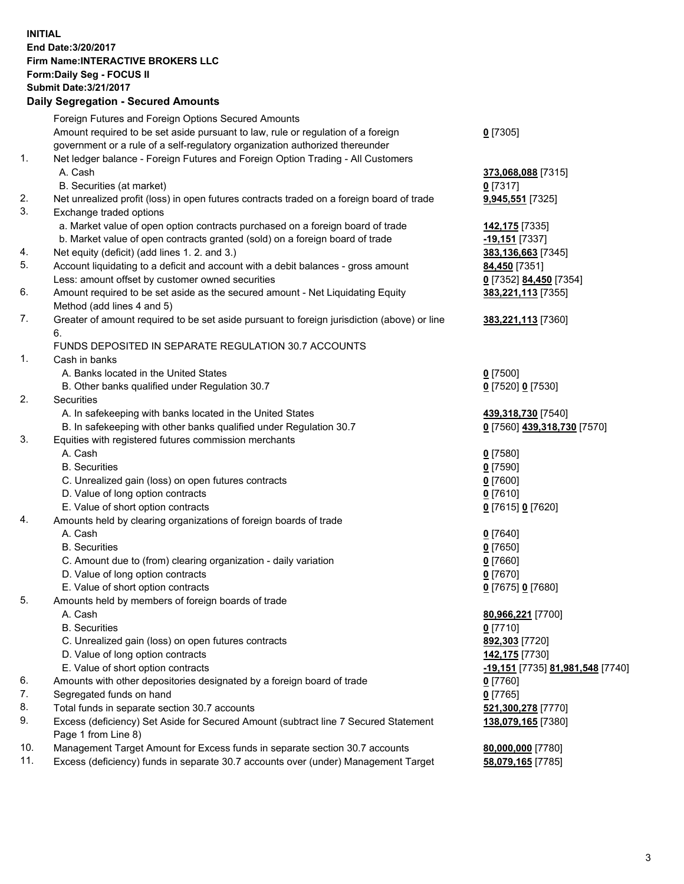**INITIAL**
**End Date:3/20/2017**
**Firm Name:INTERACTIVE BROKERS LLC**
**Form:Daily Seg - FOCUS II**
**Submit Date:3/21/2017**

**Daily Segregation - Secured Amounts**

| | | |
|---|---|---|
| | Foreign Futures and Foreign Options Secured Amounts | |
| | Amount required to be set aside pursuant to law, rule or regulation of a foreign government or a rule of a self-regulatory organization authorized thereunder | **0** [7305] |
| 1. | Net ledger balance - Foreign Futures and Foreign Option Trading - All Customers | |
| | A. Cash | **373,068,088** [7315] |
| | B. Securities (at market) | **0** [7317] |
| 2. | Net unrealized profit (loss) in open futures contracts traded on a foreign board of trade | **9,945,551** [7325] |
| 3. | Exchange traded options | |
| | a. Market value of open option contracts purchased on a foreign board of trade | **142,175** [7335] |
| | b. Market value of open contracts granted (sold) on a foreign board of trade | **-19,151** [7337] |
| 4. | Net equity (deficit) (add lines 1. 2. and 3.) | **383,136,663** [7345] |
| 5. | Account liquidating to a deficit and account with a debit balances - gross amount | **84,450** [7351] |
| | Less: amount offset by customer owned securities | **0** [7352] **84,450** [7354] |
| 6. | Amount required to be set aside as the secured amount - Net Liquidating Equity Method (add lines 4 and 5) | **383,221,113** [7355] |
| 7. | Greater of amount required to be set aside pursuant to foreign jurisdiction (above) or line 6. | **383,221,113** [7360] |
| | FUNDS DEPOSITED IN SEPARATE REGULATION 30.7 ACCOUNTS | |
| 1. | Cash in banks | |
| | A. Banks located in the United States | **0** [7500] |
| | B. Other banks qualified under Regulation 30.7 | **0** [7520] **0** [7530] |
| 2. | Securities | |
| | A. In safekeeping with banks located in the United States | **439,318,730** [7540] |
| | B. In safekeeping with other banks qualified under Regulation 30.7 | **0** [7560] **439,318,730** [7570] |
| 3. | Equities with registered futures commission merchants | |
| | A. Cash | **0** [7580] |
| | B. Securities | **0** [7590] |
| | C. Unrealized gain (loss) on open futures contracts | **0** [7600] |
| | D. Value of long option contracts | **0** [7610] |
| | E. Value of short option contracts | **0** [7615] **0** [7620] |
| 4. | Amounts held by clearing organizations of foreign boards of trade | |
| | A. Cash | **0** [7640] |
| | B. Securities | **0** [7650] |
| | C. Amount due to (from) clearing organization - daily variation | **0** [7660] |
| | D. Value of long option contracts | **0** [7670] |
| | E. Value of short option contracts | **0** [7675] **0** [7680] |
| 5. | Amounts held by members of foreign boards of trade | |
| | A. Cash | **80,966,221** [7700] |
| | B. Securities | **0** [7710] |
| | C. Unrealized gain (loss) on open futures contracts | **892,303** [7720] |
| | D. Value of long option contracts | **142,175** [7730] |
| | E. Value of short option contracts | **-19,151** [7735] **81,981,548** [7740] |
| 6. | Amounts with other depositories designated by a foreign board of trade | **0** [7760] |
| 7. | Segregated funds on hand | **0** [7765] |
| 8. | Total funds in separate section 30.7 accounts | **521,300,278** [7770] |
| 9. | Excess (deficiency) Set Aside for Secured Amount (subtract line 7 Secured Statement Page 1 from Line 8) | **138,079,165** [7380] |
| 10. | Management Target Amount for Excess funds in separate section 30.7 accounts | **80,000,000** [7780] |
| 11. | Excess (deficiency) funds in separate 30.7 accounts over (under) Management Target | **58,079,165** [7785] |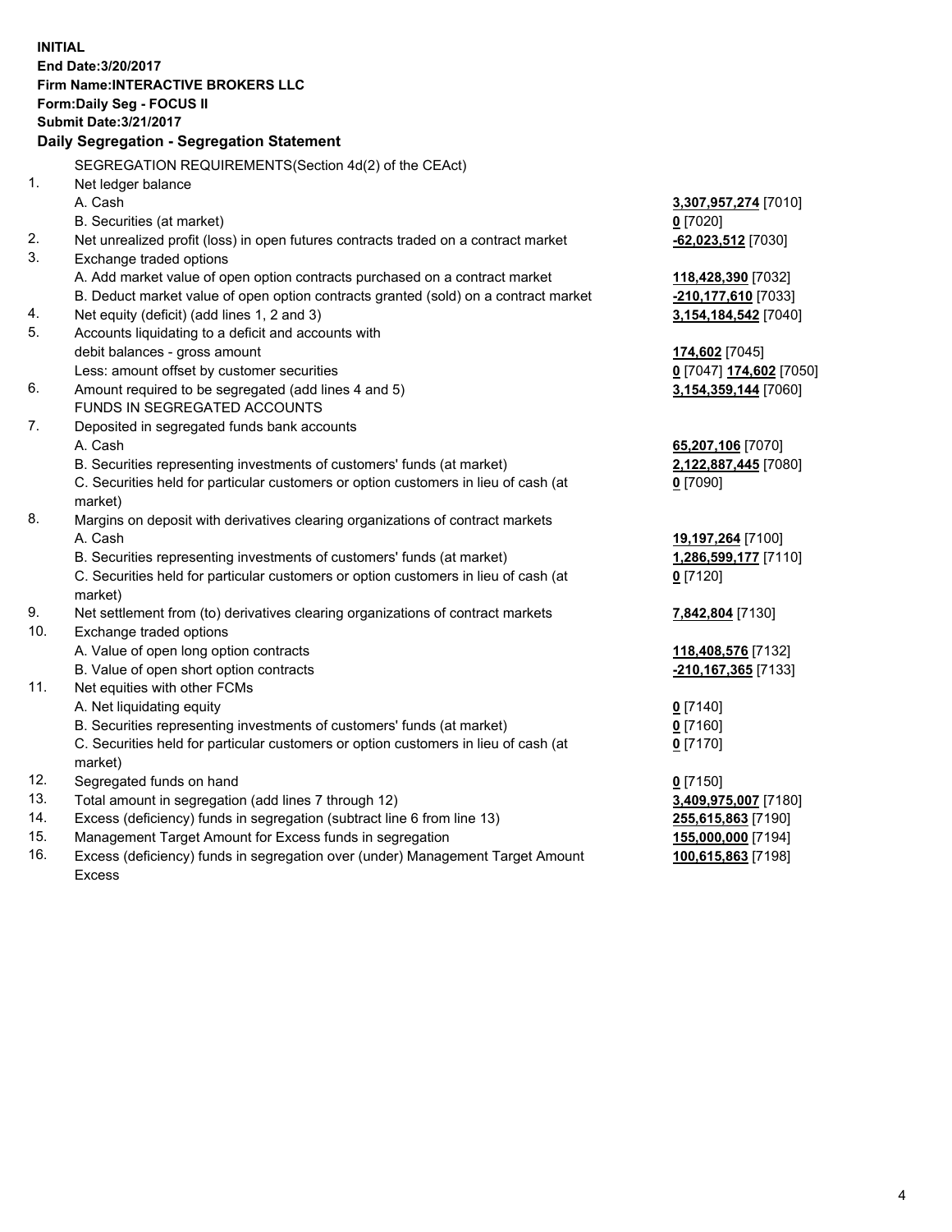**INITIAL**
**End Date:3/20/2017**
**Firm Name:INTERACTIVE BROKERS LLC**
**Form:Daily Seg - FOCUS II**
**Submit Date:3/21/2017**

**Daily Segregation - Segregation Statement**

| | | |
|---|---|---|
| | SEGREGATION REQUIREMENTS(Section 4d(2) of the CEAct) | |
| 1. | Net ledger balance | |
| | A. Cash | **3,307,957,274** [7010] |
| | B. Securities (at market) | **0** [7020] |
| 2. | Net unrealized profit (loss) in open futures contracts traded on a contract market | **-62,023,512** [7030] |
| 3. | Exchange traded options | |
| | A. Add market value of open option contracts purchased on a contract market | **118,428,390** [7032] |
| | B. Deduct market value of open option contracts granted (sold) on a contract market | **-210,177,610** [7033] |
| 4. | Net equity (deficit) (add lines 1, 2 and 3) | **3,154,184,542** [7040] |
| 5. | Accounts liquidating to a deficit and accounts with | |
| | debit balances - gross amount | **174,602** [7045] |
| | Less: amount offset by customer securities | **0** [7047] **174,602** [7050] |
| 6. | Amount required to be segregated (add lines 4 and 5) | **3,154,359,144** [7060] |
| | FUNDS IN SEGREGATED ACCOUNTS | |
| 7. | Deposited in segregated funds bank accounts | |
| | A. Cash | **65,207,106** [7070] |
| | B. Securities representing investments of customers' funds (at market) | **2,122,887,445** [7080] |
| | C. Securities held for particular customers or option customers in lieu of cash (at market) | **0** [7090] |
| 8. | Margins on deposit with derivatives clearing organizations of contract markets | |
| | A. Cash | **19,197,264** [7100] |
| | B. Securities representing investments of customers' funds (at market) | **1,286,599,177** [7110] |
| | C. Securities held for particular customers or option customers in lieu of cash (at market) | **0** [7120] |
| 9. | Net settlement from (to) derivatives clearing organizations of contract markets | **7,842,804** [7130] |
| 10. | Exchange traded options | |
| | A. Value of open long option contracts | **118,408,576** [7132] |
| | B. Value of open short option contracts | **-210,167,365** [7133] |
| 11. | Net equities with other FCMs | |
| | A. Net liquidating equity | **0** [7140] |
| | B. Securities representing investments of customers' funds (at market) | **0** [7160] |
| | C. Securities held for particular customers or option customers in lieu of cash (at market) | **0** [7170] |
| 12. | Segregated funds on hand | **0** [7150] |
| 13. | Total amount in segregation (add lines 7 through 12) | **3,409,975,007** [7180] |
| 14. | Excess (deficiency) funds in segregation (subtract line 6 from line 13) | **255,615,863** [7190] |
| 15. | Management Target Amount for Excess funds in segregation | **155,000,000** [7194] |
| 16. | Excess (deficiency) funds in segregation over (under) Management Target Amount Excess | **100,615,863** [7198] |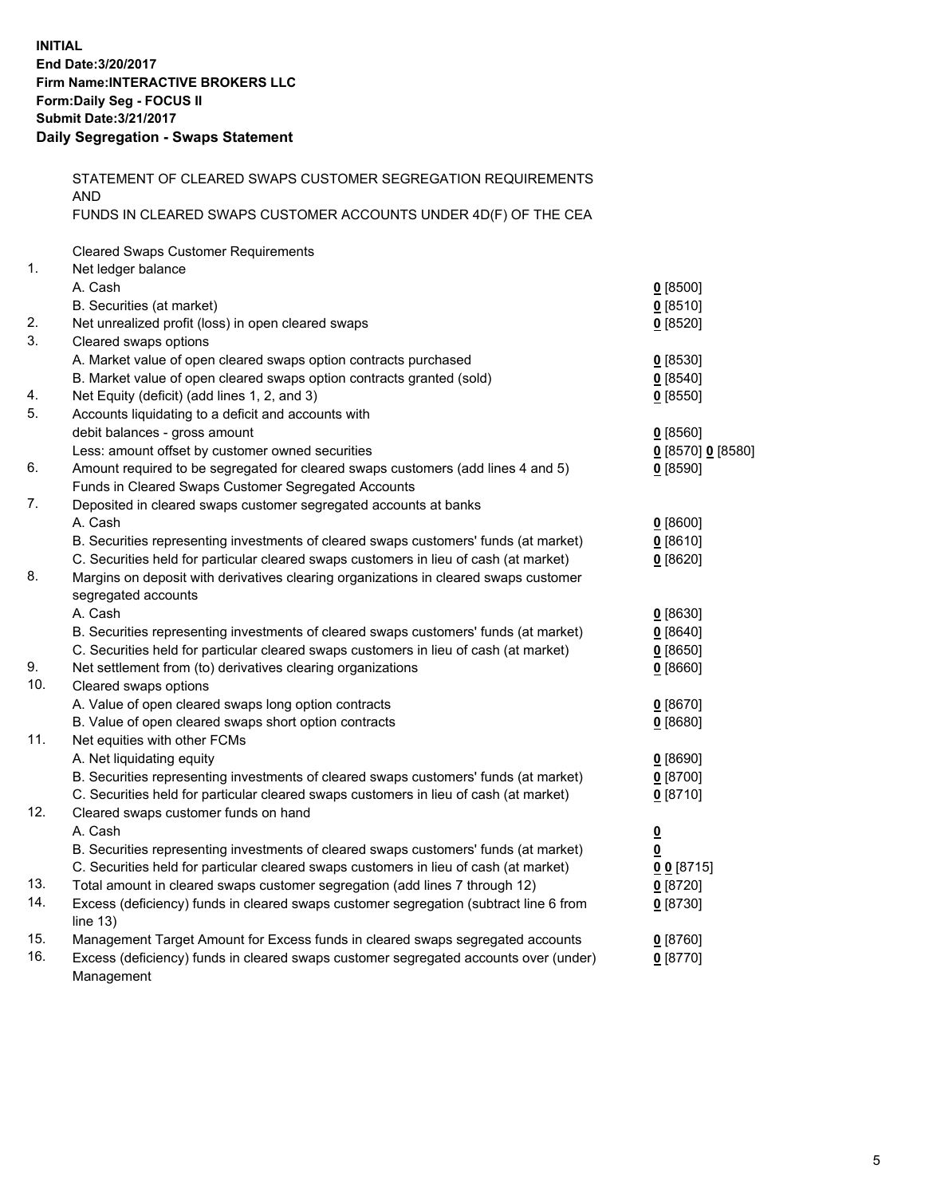**INITIAL**
**End Date:3/20/2017**
**Firm Name:INTERACTIVE BROKERS LLC**
**Form:Daily Seg - FOCUS II**
**Submit Date:3/21/2017**
**Daily Segregation - Swaps Statement**

STATEMENT OF CLEARED SWAPS CUSTOMER SEGREGATION REQUIREMENTS
AND
FUNDS IN CLEARED SWAPS CUSTOMER ACCOUNTS UNDER 4D(F) OF THE CEA

| | | |
|---|---|---|
| | Cleared Swaps Customer Requirements | |
| 1. | Net ledger balance | |
| | A. Cash | 0 [8500] |
| | B. Securities (at market) | 0 [8510] |
| 2. | Net unrealized profit (loss) in open cleared swaps | 0 [8520] |
| 3. | Cleared swaps options | |
| | A. Market value of open cleared swaps option contracts purchased | 0 [8530] |
| | B. Market value of open cleared swaps option contracts granted (sold) | 0 [8540] |
| 4. | Net Equity (deficit) (add lines 1, 2, and 3) | 0 [8550] |
| 5. | Accounts liquidating to a deficit and accounts with | |
| | debit balances - gross amount | 0 [8560] |
| | Less: amount offset by customer owned securities | 0 [8570] 0 [8580] |
| 6. | Amount required to be segregated for cleared swaps customers (add lines 4 and 5) | 0 [8590] |
| | Funds in Cleared Swaps Customer Segregated Accounts | |
| 7. | Deposited in cleared swaps customer segregated accounts at banks | |
| | A. Cash | 0 [8600] |
| | B. Securities representing investments of cleared swaps customers' funds (at market) | 0 [8610] |
| | C. Securities held for particular cleared swaps customers in lieu of cash (at market) | 0 [8620] |
| 8. | Margins on deposit with derivatives clearing organizations in cleared swaps customer segregated accounts | |
| | A. Cash | 0 [8630] |
| | B. Securities representing investments of cleared swaps customers' funds (at market) | 0 [8640] |
| | C. Securities held for particular cleared swaps customers in lieu of cash (at market) | 0 [8650] |
| 9. | Net settlement from (to) derivatives clearing organizations | 0 [8660] |
| 10. | Cleared swaps options | |
| | A. Value of open cleared swaps long option contracts | 0 [8670] |
| | B. Value of open cleared swaps short option contracts | 0 [8680] |
| 11. | Net equities with other FCMs | |
| | A. Net liquidating equity | 0 [8690] |
| | B. Securities representing investments of cleared swaps customers' funds (at market) | 0 [8700] |
| | C. Securities held for particular cleared swaps customers in lieu of cash (at market) | 0 [8710] |
| 12. | Cleared swaps customer funds on hand | |
| | A. Cash | 0 |
| | B. Securities representing investments of cleared swaps customers' funds (at market) | 0 |
| | C. Securities held for particular cleared swaps customers in lieu of cash (at market) | 0 0 [8715] |
| 13. | Total amount in cleared swaps customer segregation (add lines 7 through 12) | 0 [8720] |
| 14. | Excess (deficiency) funds in cleared swaps customer segregation (subtract line 6 from line 13) | 0 [8730] |
| 15. | Management Target Amount for Excess funds in cleared swaps segregated accounts | 0 [8760] |
| 16. | Excess (deficiency) funds in cleared swaps customer segregated accounts over (under) Management | 0 [8770] |